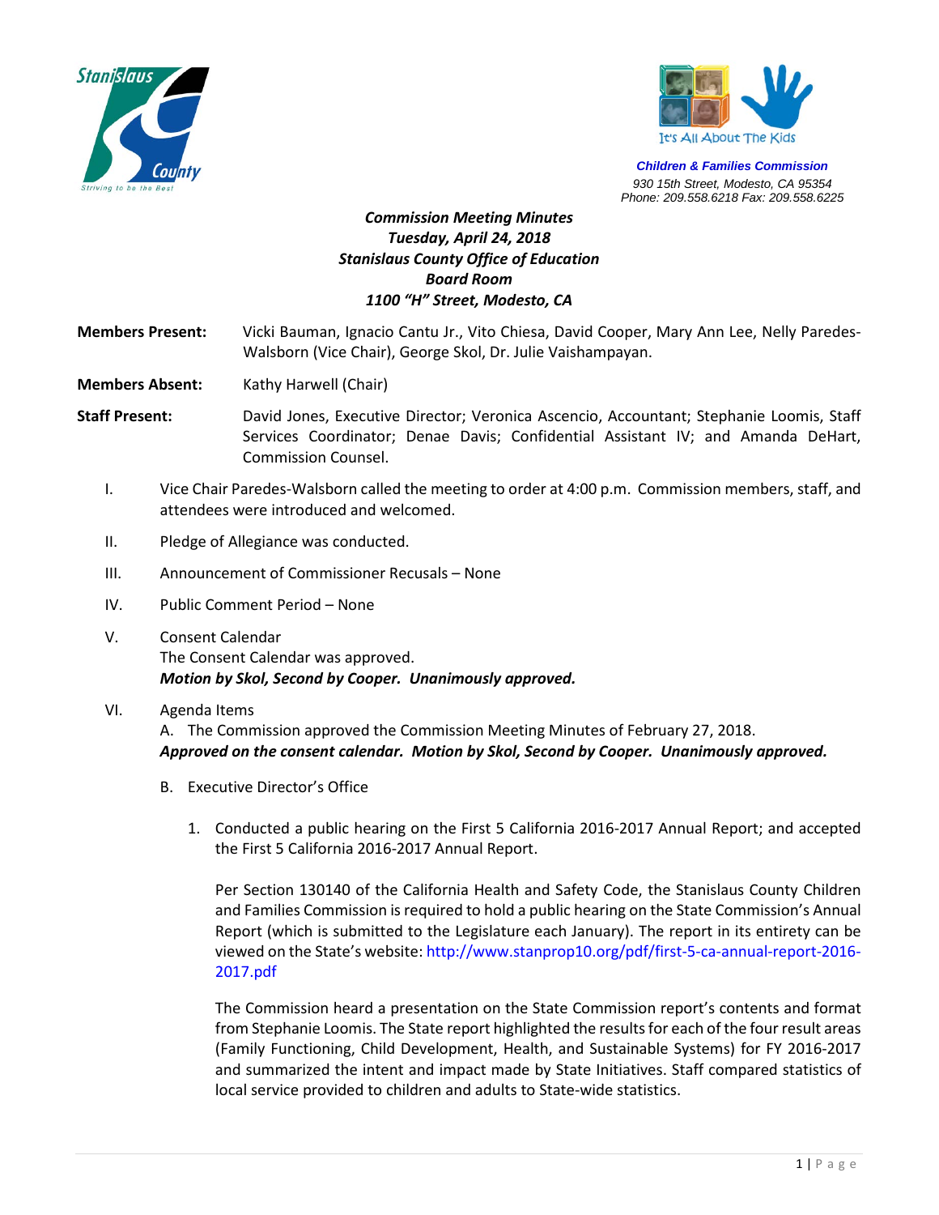Stanislaus County
Striving to be the Best

It's All About The Kids

**Children & Families Commission**
930 15th Street, Modesto, CA 95354
Phone: 209.558.6218 Fax: 209.558.6225

***Commission Meeting Minutes***
***Tuesday, April 24, 2018***
***Stanislaus County Office of Education***
***Board Room***
***1100 "H" Street, Modesto, CA***

**Members Present:** Vicki Bauman, Ignacio Cantu Jr., Vito Chiesa, David Cooper, Mary Ann Lee, Nelly Paredes-Walsborn (Vice Chair), George Skol, Dr. Julie Vaishampayan.

**Members Absent:** Kathy Harwell (Chair)

**Staff Present:** David Jones, Executive Director; Veronica Ascencio, Accountant; Stephanie Loomis, Staff Services Coordinator; Denae Davis; Confidential Assistant IV; and Amanda DeHart, Commission Counsel.

I. Vice Chair Paredes-Walsborn called the meeting to order at 4:00 p.m. Commission members, staff, and attendees were introduced and welcomed.

II. Pledge of Allegiance was conducted.

III. Announcement of Commissioner Recusals – None

IV. Public Comment Period – None

V. Consent Calendar
The Consent Calendar was approved.
***Motion by Skol, Second by Cooper. Unanimously approved.***

VI. Agenda Items
A. The Commission approved the Commission Meeting Minutes of February 27, 2018.
***Approved on the consent calendar. Motion by Skol, Second by Cooper. Unanimously approved.***

B. Executive Director's Office

1. Conducted a public hearing on the First 5 California 2016-2017 Annual Report; and accepted the First 5 California 2016-2017 Annual Report.

   Per Section 130140 of the California Health and Safety Code, the Stanislaus County Children and Families Commission is required to hold a public hearing on the State Commission's Annual Report (which is submitted to the Legislature each January). The report in its entirety can be viewed on the State's website: http://www.stanprop10.org/pdf/first-5-ca-annual-report-2016-2017.pdf

   The Commission heard a presentation on the State Commission report's contents and format from Stephanie Loomis. The State report highlighted the results for each of the four result areas (Family Functioning, Child Development, Health, and Sustainable Systems) for FY 2016-2017 and summarized the intent and impact made by State Initiatives. Staff compared statistics of local service provided to children and adults to State-wide statistics.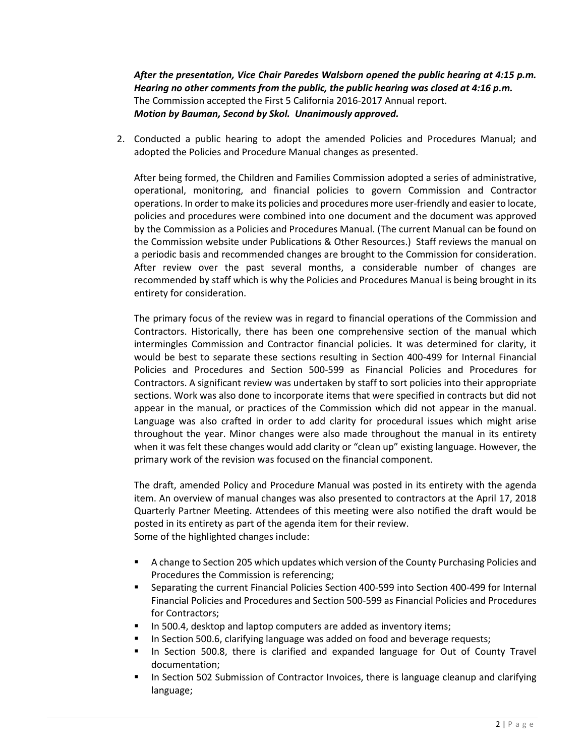***After the presentation, Vice Chair Paredes Walsborn opened the public hearing at 4:15 p.m. Hearing no other comments from the public, the public hearing was closed at 4:16 p.m.***
The Commission accepted the First 5 California 2016-2017 Annual report.
***Motion by Bauman, Second by Skol. Unanimously approved.***

2. Conducted a public hearing to adopt the amended Policies and Procedures Manual; and adopted the Policies and Procedure Manual changes as presented.

   After being formed, the Children and Families Commission adopted a series of administrative, operational, monitoring, and financial policies to govern Commission and Contractor operations. In order to make its policies and procedures more user-friendly and easier to locate, policies and procedures were combined into one document and the document was approved by the Commission as a Policies and Procedures Manual. (The current Manual can be found on the Commission website under Publications & Other Resources.) Staff reviews the manual on a periodic basis and recommended changes are brought to the Commission for consideration. After review over the past several months, a considerable number of changes are recommended by staff which is why the Policies and Procedures Manual is being brought in its entirety for consideration.

   The primary focus of the review was in regard to financial operations of the Commission and Contractors. Historically, there has been one comprehensive section of the manual which intermingles Commission and Contractor financial policies. It was determined for clarity, it would be best to separate these sections resulting in Section 400-499 for Internal Financial Policies and Procedures and Section 500-599 as Financial Policies and Procedures for Contractors. A significant review was undertaken by staff to sort policies into their appropriate sections. Work was also done to incorporate items that were specified in contracts but did not appear in the manual, or practices of the Commission which did not appear in the manual. Language was also crafted in order to add clarity for procedural issues which might arise throughout the year. Minor changes were also made throughout the manual in its entirety when it was felt these changes would add clarity or "clean up" existing language. However, the primary work of the revision was focused on the financial component.

   The draft, amended Policy and Procedure Manual was posted in its entirety with the agenda item. An overview of manual changes was also presented to contractors at the April 17, 2018 Quarterly Partner Meeting. Attendees of this meeting were also notified the draft would be posted in its entirety as part of the agenda item for their review.
   Some of the highlighted changes include:

   - A change to Section 205 which updates which version of the County Purchasing Policies and Procedures the Commission is referencing;
   - Separating the current Financial Policies Section 400-599 into Section 400-499 for Internal Financial Policies and Procedures and Section 500-599 as Financial Policies and Procedures for Contractors;
   - In 500.4, desktop and laptop computers are added as inventory items;
   - In Section 500.6, clarifying language was added on food and beverage requests;
   - In Section 500.8, there is clarified and expanded language for Out of County Travel documentation;
   - In Section 502 Submission of Contractor Invoices, there is language cleanup and clarifying language;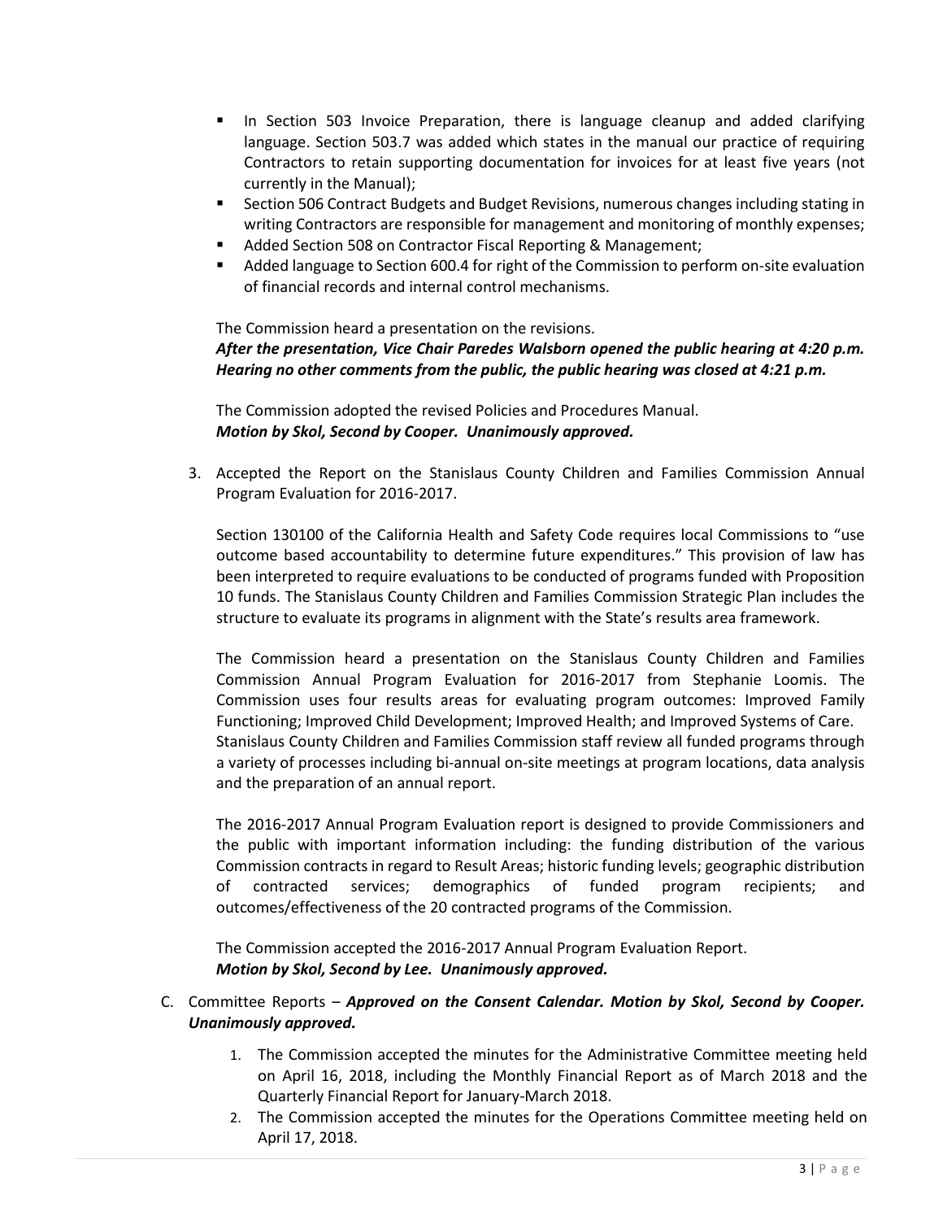- In Section 503 Invoice Preparation, there is language cleanup and added clarifying language. Section 503.7 was added which states in the manual our practice of requiring Contractors to retain supporting documentation for invoices for at least five years (not currently in the Manual);
- Section 506 Contract Budgets and Budget Revisions, numerous changes including stating in writing Contractors are responsible for management and monitoring of monthly expenses;
- Added Section 508 on Contractor Fiscal Reporting & Management;
- Added language to Section 600.4 for right of the Commission to perform on-site evaluation of financial records and internal control mechanisms.

The Commission heard a presentation on the revisions.
***After the presentation, Vice Chair Paredes Walsborn opened the public hearing at 4:20 p.m. Hearing no other comments from the public, the public hearing was closed at 4:21 p.m.***

The Commission adopted the revised Policies and Procedures Manual.
***Motion by Skol, Second by Cooper. Unanimously approved.***

3. Accepted the Report on the Stanislaus County Children and Families Commission Annual Program Evaluation for 2016-2017.

   Section 130100 of the California Health and Safety Code requires local Commissions to "use outcome based accountability to determine future expenditures." This provision of law has been interpreted to require evaluations to be conducted of programs funded with Proposition 10 funds. The Stanislaus County Children and Families Commission Strategic Plan includes the structure to evaluate its programs in alignment with the State's results area framework.

   The Commission heard a presentation on the Stanislaus County Children and Families Commission Annual Program Evaluation for 2016-2017 from Stephanie Loomis. The Commission uses four results areas for evaluating program outcomes: Improved Family Functioning; Improved Child Development; Improved Health; and Improved Systems of Care. Stanislaus County Children and Families Commission staff review all funded programs through a variety of processes including bi-annual on-site meetings at program locations, data analysis and the preparation of an annual report.

   The 2016-2017 Annual Program Evaluation report is designed to provide Commissioners and the public with important information including: the funding distribution of the various Commission contracts in regard to Result Areas; historic funding levels; geographic distribution of contracted services; demographics of funded program recipients; and outcomes/effectiveness of the 20 contracted programs of the Commission.

   The Commission accepted the 2016-2017 Annual Program Evaluation Report.
   ***Motion by Skol, Second by Lee. Unanimously approved.***

C. Committee Reports – ***Approved on the Consent Calendar. Motion by Skol, Second by Cooper. Unanimously approved.***

   1. The Commission accepted the minutes for the Administrative Committee meeting held on April 16, 2018, including the Monthly Financial Report as of March 2018 and the Quarterly Financial Report for January-March 2018.
   2. The Commission accepted the minutes for the Operations Committee meeting held on April 17, 2018.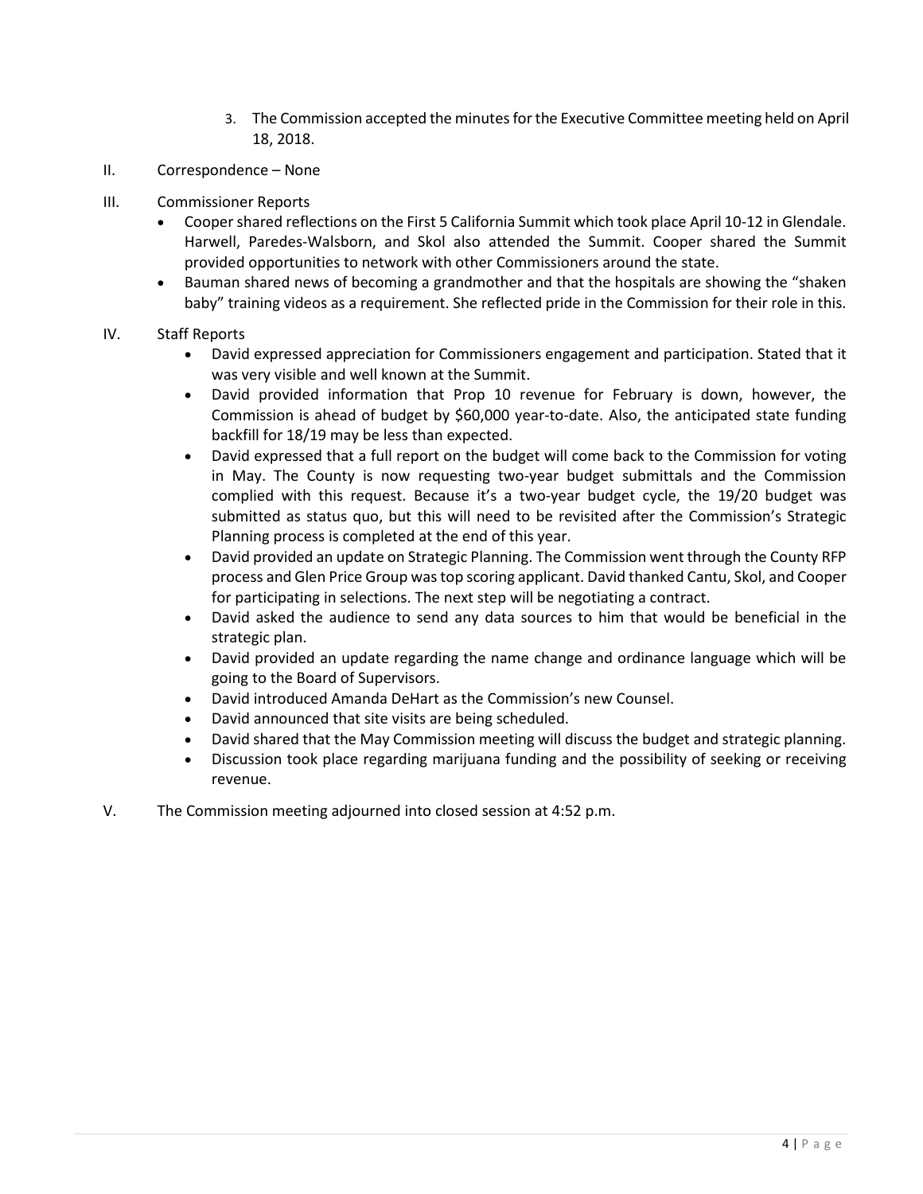3. The Commission accepted the minutes for the Executive Committee meeting held on April 18, 2018.

II. Correspondence – None

III. Commissioner Reports

- Cooper shared reflections on the First 5 California Summit which took place April 10-12 in Glendale. Harwell, Paredes-Walsborn, and Skol also attended the Summit. Cooper shared the Summit provided opportunities to network with other Commissioners around the state.
- Bauman shared news of becoming a grandmother and that the hospitals are showing the "shaken baby" training videos as a requirement. She reflected pride in the Commission for their role in this.

IV. Staff Reports

- David expressed appreciation for Commissioners engagement and participation. Stated that it was very visible and well known at the Summit.
- David provided information that Prop 10 revenue for February is down, however, the Commission is ahead of budget by $60,000 year-to-date. Also, the anticipated state funding backfill for 18/19 may be less than expected.
- David expressed that a full report on the budget will come back to the Commission for voting in May. The County is now requesting two-year budget submittals and the Commission complied with this request. Because it's a two-year budget cycle, the 19/20 budget was submitted as status quo, but this will need to be revisited after the Commission's Strategic Planning process is completed at the end of this year.
- David provided an update on Strategic Planning. The Commission went through the County RFP process and Glen Price Group was top scoring applicant. David thanked Cantu, Skol, and Cooper for participating in selections. The next step will be negotiating a contract.
- David asked the audience to send any data sources to him that would be beneficial in the strategic plan.
- David provided an update regarding the name change and ordinance language which will be going to the Board of Supervisors.
- David introduced Amanda DeHart as the Commission's new Counsel.
- David announced that site visits are being scheduled.
- David shared that the May Commission meeting will discuss the budget and strategic planning.
- Discussion took place regarding marijuana funding and the possibility of seeking or receiving revenue.

V. The Commission meeting adjourned into closed session at 4:52 p.m.